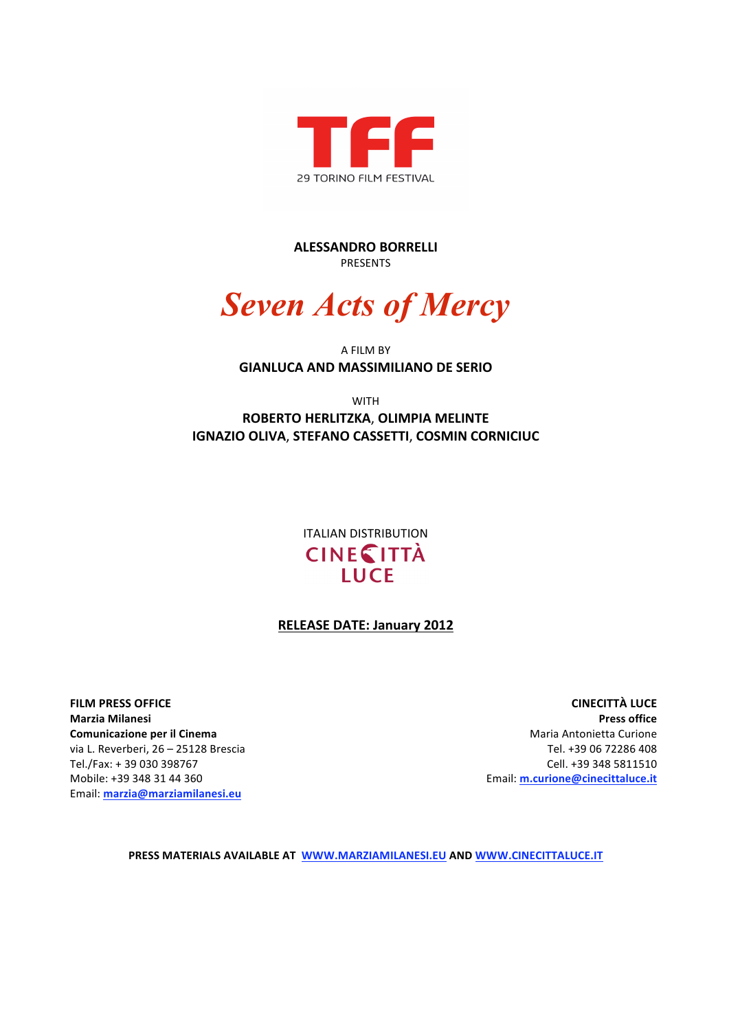TFF

29 TORINO FILM FESTIVAL

**ALESSANDRO BORRELLI**
PRESENTS

# *Seven Acts of Mercy*

A FILM BY
**GIANLUCA AND MASSIMILIANO DE SERIO**

WITH
**ROBERTO HERLITZKA, OLIMPIA MELINTE**
**IGNAZIO OLIVA, STEFANO CASSETTI, COSMIN CORNICIUC**

ITALIAN DISTRIBUTION
CINECITTÀ LUCE

**RELEASE DATE: January 2012**

**FILM PRESS OFFICE**
**Marzia Milanesi**
**Comunicazione per il Cinema**
via L. Reverberi, 26 – 25128 Brescia
Tel./Fax: + 39 030 398767
Mobile: +39 348 31 44 360
Email: **marzia@marziamilanesi.eu**

**CINECITTÀ LUCE**
**Press office**
Maria Antonietta Curione
Tel. +39 06 72286 408
Cell. +39 348 5811510
Email: **m.curione@cinecittaluce.it**

**PRESS MATERIALS AVAILABLE AT WWW.MARZIAMILANESI.EU AND WWW.CINECITTALUCE.IT**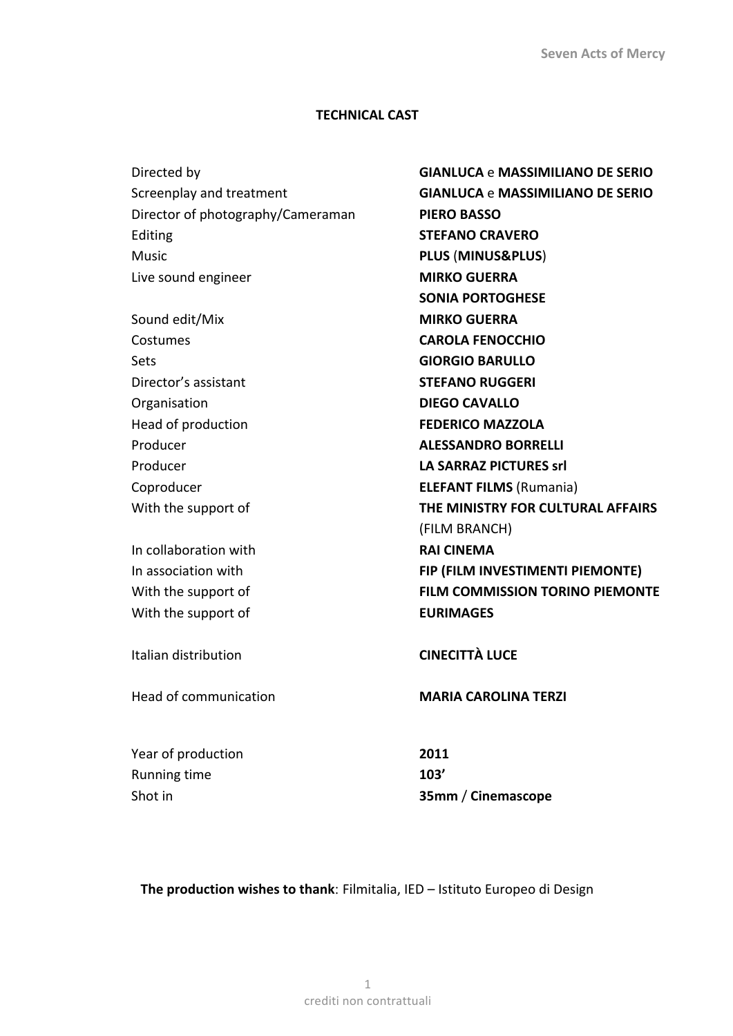## TECHNICAL CAST

| | |
|---|---|
| Directed by | **GIANLUCA** e **MASSIMILIANO DE SERIO** |
| Screenplay and treatment | **GIANLUCA** e **MASSIMILIANO DE SERIO** |
| Director of photography/Cameraman | **PIERO BASSO** |
| Editing | **STEFANO CRAVERO** |
| Music | **PLUS** (**MINUS&PLUS**) |
| Live sound engineer | **MIRKO GUERRA** |
| | **SONIA PORTOGHESE** |
| Sound edit/Mix | **MIRKO GUERRA** |
| Costumes | **CAROLA FENOCCHIO** |
| Sets | **GIORGIO BARULLO** |
| Director's assistant | **STEFANO RUGGERI** |
| Organisation | **DIEGO CAVALLO** |
| Head of production | **FEDERICO MAZZOLA** |
| Producer | **ALESSANDRO BORRELLI** |
| Producer | **LA SARRAZ PICTURES srl** |
| Coproducer | **ELEFANT FILMS** (Rumania) |
| With the support of | **THE MINISTRY FOR CULTURAL AFFAIRS** (FILM BRANCH) |
| In collaboration with | **RAI CINEMA** |
| In association with | **FIP (FILM INVESTIMENTI PIEMONTE)** |
| With the support of | **FILM COMMISSION TORINO PIEMONTE** |
| With the support of | **EURIMAGES** |
| Italian distribution | **CINECITTÀ LUCE** |
| Head of communication | **MARIA CAROLINA TERZI** |
| Year of production | **2011** |
| Running time | **103'** |
| Shot in | **35mm** / **Cinemascope** |

**The production wishes to thank**: Filmitalia, IED – Istituto Europeo di Design

crediti non contrattuali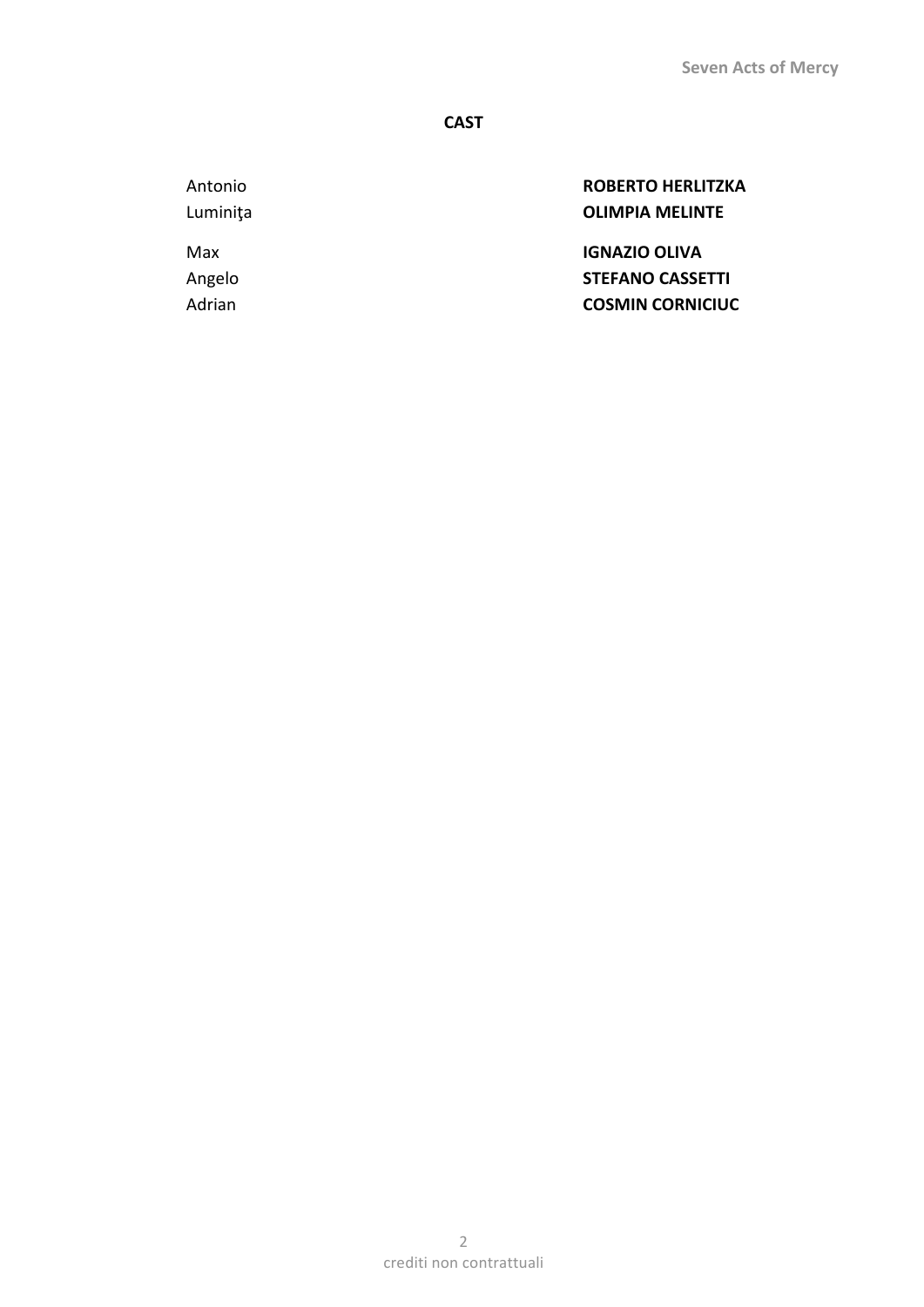**CAST**

| | |
|---|---|
| Antonio | **ROBERTO HERLITZKA** |
| Luminiţa | **OLIMPIA MELINTE** |
| Max | **IGNAZIO OLIVA** |
| Angelo | **STEFANO CASSETTI** |
| Adrian | **COSMIN CORNICIUC** |

crediti non contrattuali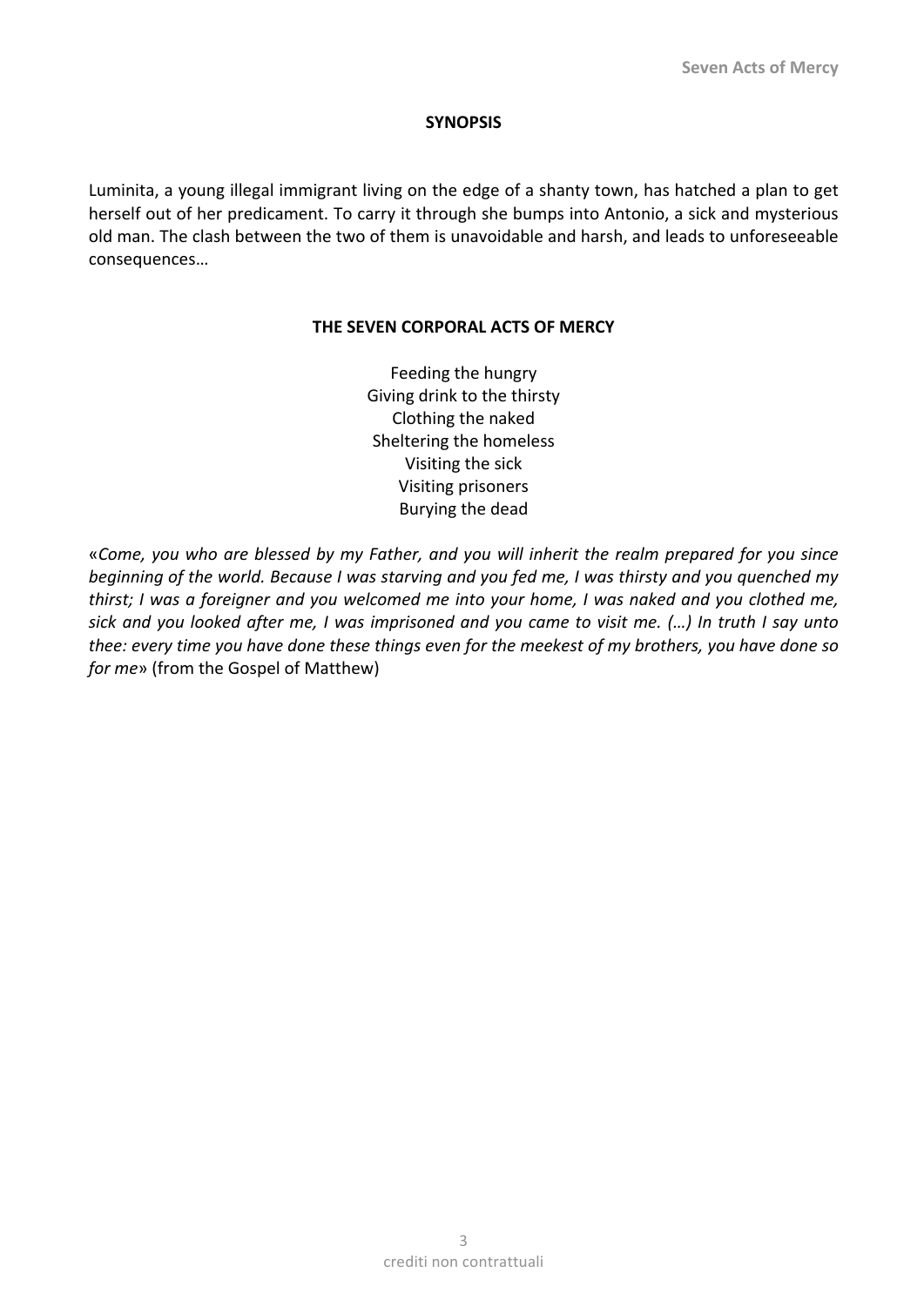## SYNOPSIS

Luminita, a young illegal immigrant living on the edge of a shanty town, has hatched a plan to get herself out of her predicament. To carry it through she bumps into Antonio, a sick and mysterious old man. The clash between the two of them is unavoidable and harsh, and leads to unforeseeable consequences…

## THE SEVEN CORPORAL ACTS OF MERCY

Feeding the hungry
Giving drink to the thirsty
Clothing the naked
Sheltering the homeless
Visiting the sick
Visiting prisoners
Burying the dead

«*Come, you who are blessed by my Father, and you will inherit the realm prepared for you since beginning of the world. Because I was starving and you fed me, I was thirsty and you quenched my thirst; I was a foreigner and you welcomed me into your home, I was naked and you clothed me, sick and you looked after me, I was imprisoned and you came to visit me. (…) In truth I say unto thee: every time you have done these things even for the meekest of my brothers, you have done so for me*» (from the Gospel of Matthew)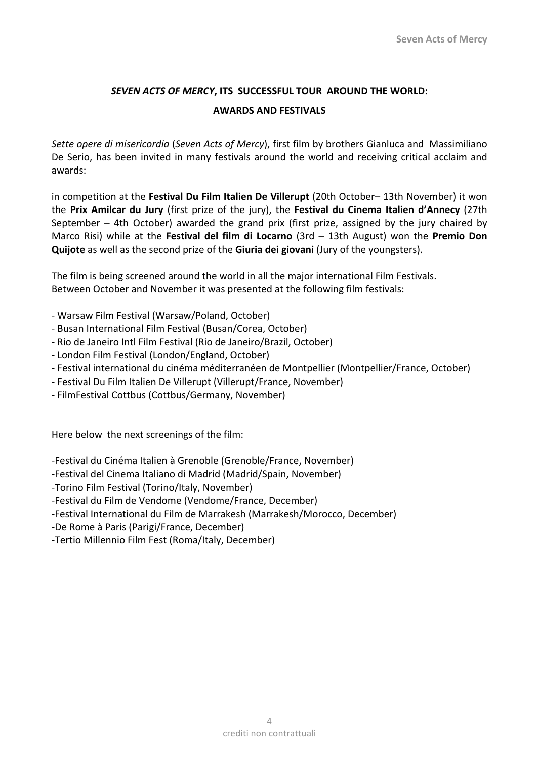## *SEVEN ACTS OF MERCY*, ITS SUCCESSFUL TOUR AROUND THE WORLD:

## AWARDS AND FESTIVALS

*Sette opere di misericordia* (*Seven Acts of Mercy*), first film by brothers Gianluca and Massimiliano De Serio, has been invited in many festivals around the world and receiving critical acclaim and awards:

in competition at the **Festival Du Film Italien De Villerupt** (20th October– 13th November) it won the **Prix Amilcar du Jury** (first prize of the jury), the **Festival du Cinema Italien d'Annecy** (27th September – 4th October) awarded the grand prix (first prize, assigned by the jury chaired by Marco Risi) while at the **Festival del film di Locarno** (3rd – 13th August) won the **Premio Don Quijote** as well as the second prize of the **Giuria dei giovani** (Jury of the youngsters).

The film is being screened around the world in all the major international Film Festivals.
Between October and November it was presented at the following film festivals:

- Warsaw Film Festival (Warsaw/Poland, October)
- Busan International Film Festival (Busan/Corea, October)
- Rio de Janeiro Intl Film Festival (Rio de Janeiro/Brazil, October)
- London Film Festival (London/England, October)
- Festival international du cinéma méditerranéen de Montpellier (Montpellier/France, October)
- Festival Du Film Italien De Villerupt (Villerupt/France, November)
- FilmFestival Cottbus (Cottbus/Germany, November)

Here below the next screenings of the film:

- Festival du Cinéma Italien à Grenoble (Grenoble/France, November)
- Festival del Cinema Italiano di Madrid (Madrid/Spain, November)
- Torino Film Festival (Torino/Italy, November)
- Festival du Film de Vendome (Vendome/France, December)
- Festival International du Film de Marrakesh (Marrakesh/Morocco, December)
- De Rome à Paris (Parigi/France, December)
- Tertio Millennio Film Fest (Roma/Italy, December)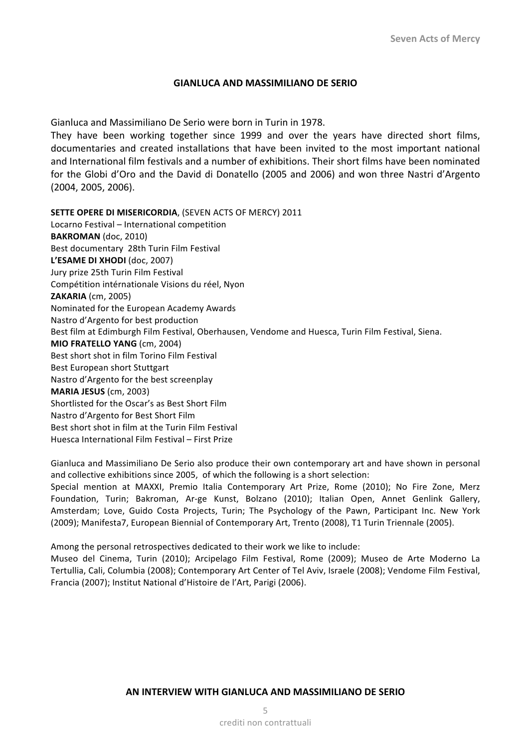## GIANLUCA AND MASSIMILIANO DE SERIO

Gianluca and Massimiliano De Serio were born in Turin in 1978.
They have been working together since 1999 and over the years have directed short films, documentaries and created installations that have been invited to the most important national and International film festivals and a number of exhibitions. Their short films have been nominated for the Globi d'Oro and the David di Donatello (2005 and 2006) and won three Nastri d'Argento (2004, 2005, 2006).

**SETTE OPERE DI MISERICORDIA**, (SEVEN ACTS OF MERCY) 2011
Locarno Festival – International competition
**BAKROMAN** (doc, 2010)
Best documentary 28th Turin Film Festival
**L'ESAME DI XHODI** (doc, 2007)
Jury prize 25th Turin Film Festival
Compétition intérnationale Visions du réel, Nyon
**ZAKARIA** (cm, 2005)
Nominated for the European Academy Awards
Nastro d'Argento for best production
Best film at Edimburgh Film Festival, Oberhausen, Vendome and Huesca, Turin Film Festival, Siena.
**MIO FRATELLO YANG** (cm, 2004)
Best short shot in film Torino Film Festival
Best European short Stuttgart
Nastro d'Argento for the best screenplay
**MARIA JESUS** (cm, 2003)
Shortlisted for the Oscar's as Best Short Film
Nastro d'Argento for Best Short Film
Best short shot in film at the Turin Film Festival
Huesca International Film Festival – First Prize

Gianluca and Massimiliano De Serio also produce their own contemporary art and have shown in personal and collective exhibitions since 2005, of which the following is a short selection:
Special mention at MAXXI, Premio Italia Contemporary Art Prize, Rome (2010); No Fire Zone, Merz Foundation, Turin; Bakroman, Ar-ge Kunst, Bolzano (2010); Italian Open, Annet Genlink Gallery, Amsterdam; Love, Guido Costa Projects, Turin; The Psychology of the Pawn, Participant Inc. New York (2009); Manifesta7, European Biennial of Contemporary Art, Trento (2008), T1 Turin Triennale (2005).

Among the personal retrospectives dedicated to their work we like to include:
Museo del Cinema, Turin (2010); Arcipelago Film Festival, Rome (2009); Museo de Arte Moderno La Tertullia, Cali, Columbia (2008); Contemporary Art Center of Tel Aviv, Israele (2008); Vendome Film Festival, Francia (2007); Institut National d'Histoire de l'Art, Parigi (2006).

## AN INTERVIEW WITH GIANLUCA AND MASSIMILIANO DE SERIO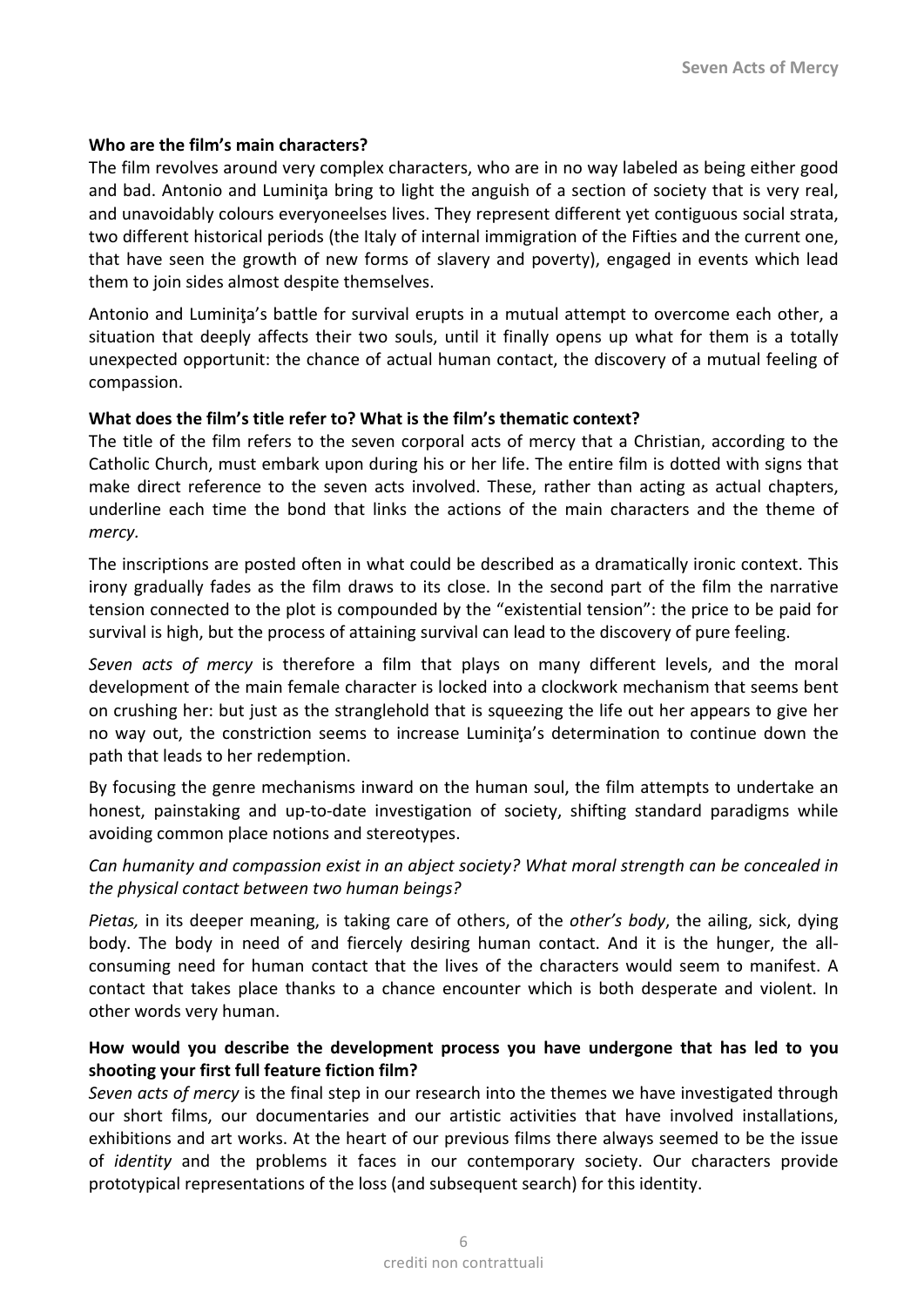**Who are the film's main characters?**

The film revolves around very complex characters, who are in no way labeled as being either good and bad. Antonio and Luminiţa bring to light the anguish of a section of society that is very real, and unavoidably colours everyoneelses lives. They represent different yet contiguous social strata, two different historical periods (the Italy of internal immigration of the Fifties and the current one, that have seen the growth of new forms of slavery and poverty), engaged in events which lead them to join sides almost despite themselves.

Antonio and Luminiţa's battle for survival erupts in a mutual attempt to overcome each other, a situation that deeply affects their two souls, until it finally opens up what for them is a totally unexpected opportunit: the chance of actual human contact, the discovery of a mutual feeling of compassion.

**What does the film's title refer to? What is the film's thematic context?**

The title of the film refers to the seven corporal acts of mercy that a Christian, according to the Catholic Church, must embark upon during his or her life. The entire film is dotted with signs that make direct reference to the seven acts involved. These, rather than acting as actual chapters, underline each time the bond that links the actions of the main characters and the theme of *mercy.*

The inscriptions are posted often in what could be described as a dramatically ironic context. This irony gradually fades as the film draws to its close. In the second part of the film the narrative tension connected to the plot is compounded by the "existential tension": the price to be paid for survival is high, but the process of attaining survival can lead to the discovery of pure feeling.

*Seven acts of mercy* is therefore a film that plays on many different levels, and the moral development of the main female character is locked into a clockwork mechanism that seems bent on crushing her: but just as the stranglehold that is squeezing the life out her appears to give her no way out, the constriction seems to increase Luminiţa's determination to continue down the path that leads to her redemption.

By focusing the genre mechanisms inward on the human soul, the film attempts to undertake an honest, painstaking and up-to-date investigation of society, shifting standard paradigms while avoiding common place notions and stereotypes.

*Can humanity and compassion exist in an abject society? What moral strength can be concealed in the physical contact between two human beings?*

*Pietas,* in its deeper meaning, is taking care of others, of the *other's body*, the ailing, sick, dying body. The body in need of and fiercely desiring human contact. And it is the hunger, the all-consuming need for human contact that the lives of the characters would seem to manifest. A contact that takes place thanks to a chance encounter which is both desperate and violent. In other words very human.

**How would you describe the development process you have undergone that has led to you shooting your first full feature fiction film?**

*Seven acts of mercy* is the final step in our research into the themes we have investigated through our short films, our documentaries and our artistic activities that have involved installations, exhibitions and art works. At the heart of our previous films there always seemed to be the issue of *identity* and the problems it faces in our contemporary society. Our characters provide prototypical representations of the loss (and subsequent search) for this identity.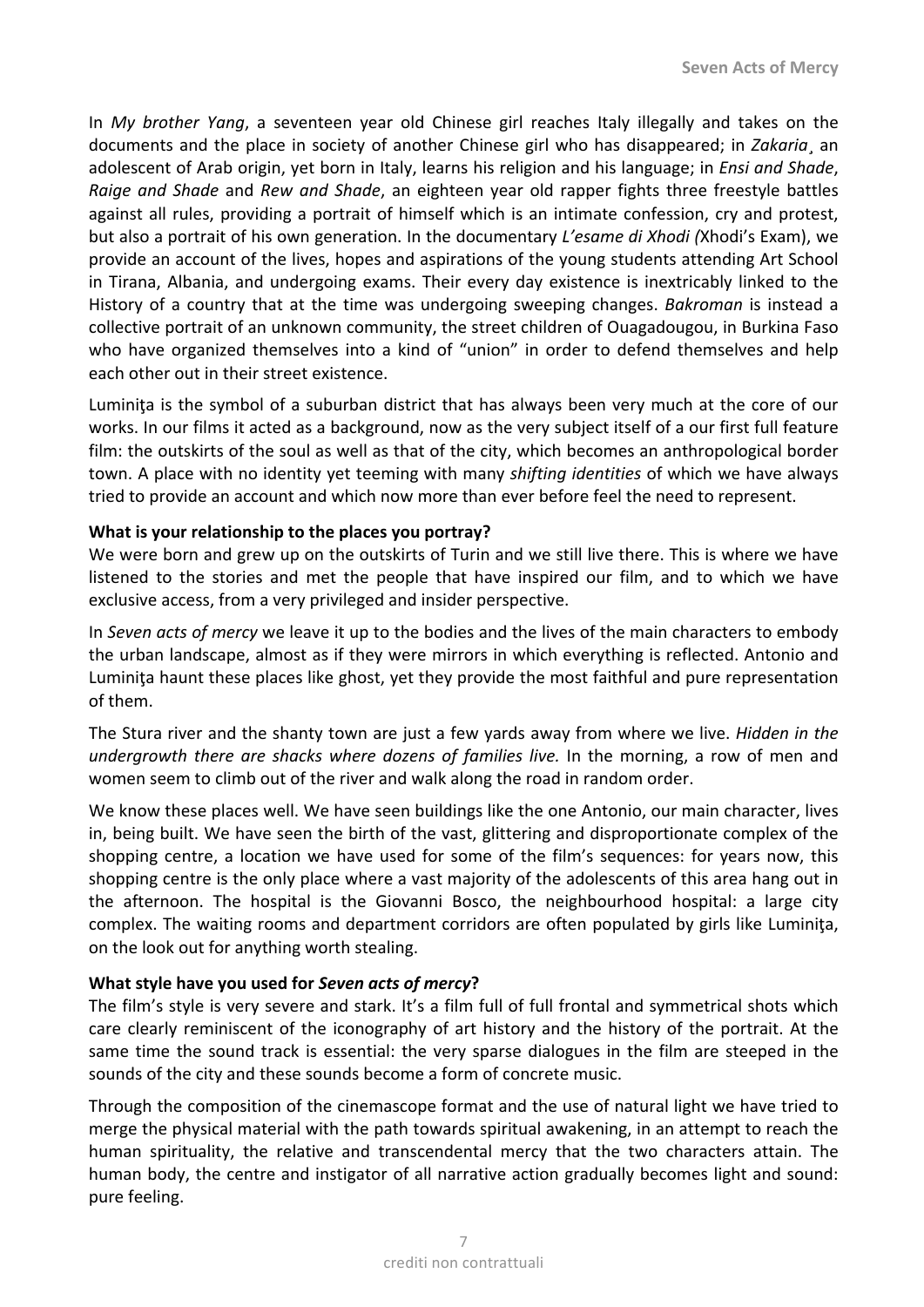In *My brother Yang*, a seventeen year old Chinese girl reaches Italy illegally and takes on the documents and the place in society of another Chinese girl who has disappeared; in *Zakaria*¸ an adolescent of Arab origin, yet born in Italy, learns his religion and his language; in *Ensi and Shade*, *Raige and Shade* and *Rew and Shade*, an eighteen year old rapper fights three freestyle battles against all rules, providing a portrait of himself which is an intimate confession, cry and protest, but also a portrait of his own generation. In the documentary *L'esame di Xhodi (*Xhodi's Exam), we provide an account of the lives, hopes and aspirations of the young students attending Art School in Tirana, Albania, and undergoing exams. Their every day existence is inextricably linked to the History of a country that at the time was undergoing sweeping changes. *Bakroman* is instead a collective portrait of an unknown community, the street children of Ouagadougou, in Burkina Faso who have organized themselves into a kind of "union" in order to defend themselves and help each other out in their street existence.

Luminiţa is the symbol of a suburban district that has always been very much at the core of our works. In our films it acted as a background, now as the very subject itself of a our first full feature film: the outskirts of the soul as well as that of the city, which becomes an anthropological border town. A place with no identity yet teeming with many *shifting identities* of which we have always tried to provide an account and which now more than ever before feel the need to represent.

**What is your relationship to the places you portray?**

We were born and grew up on the outskirts of Turin and we still live there. This is where we have listened to the stories and met the people that have inspired our film, and to which we have exclusive access, from a very privileged and insider perspective.

In *Seven acts of mercy* we leave it up to the bodies and the lives of the main characters to embody the urban landscape, almost as if they were mirrors in which everything is reflected. Antonio and Luminiţa haunt these places like ghost, yet they provide the most faithful and pure representation of them.

The Stura river and the shanty town are just a few yards away from where we live. *Hidden in the undergrowth there are shacks where dozens of families live.* In the morning, a row of men and women seem to climb out of the river and walk along the road in random order.

We know these places well. We have seen buildings like the one Antonio, our main character, lives in, being built. We have seen the birth of the vast, glittering and disproportionate complex of the shopping centre, a location we have used for some of the film's sequences: for years now, this shopping centre is the only place where a vast majority of the adolescents of this area hang out in the afternoon. The hospital is the Giovanni Bosco, the neighbourhood hospital: a large city complex. The waiting rooms and department corridors are often populated by girls like Luminiţa, on the look out for anything worth stealing.

**What style have you used for *Seven acts of mercy*?**

The film's style is very severe and stark. It's a film full of full frontal and symmetrical shots which care clearly reminiscent of the iconography of art history and the history of the portrait. At the same time the sound track is essential: the very sparse dialogues in the film are steeped in the sounds of the city and these sounds become a form of concrete music.

Through the composition of the cinemascope format and the use of natural light we have tried to merge the physical material with the path towards spiritual awakening, in an attempt to reach the human spirituality, the relative and transcendental mercy that the two characters attain. The human body, the centre and instigator of all narrative action gradually becomes light and sound: pure feeling.

crediti non contrattuali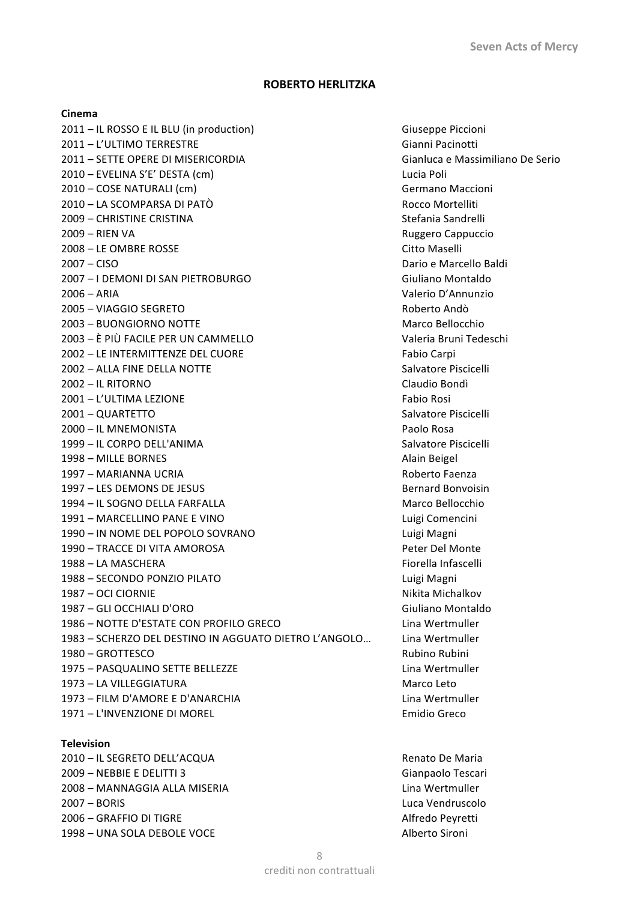## ROBERTO HERLITZKA

**Cinema**

| | |
|---|---|
| 2011 – IL ROSSO E IL BLU (in production) | Giuseppe Piccioni |
| 2011 – L'ULTIMO TERRESTRE | Gianni Pacinotti |
| 2011 – SETTE OPERE DI MISERICORDIA | Gianluca e Massimiliano De Serio |
| 2010 – EVELINA S'E' DESTA (cm) | Lucia Poli |
| 2010 – COSE NATURALI (cm) | Germano Maccioni |
| 2010 – LA SCOMPARSA DI PATÒ | Rocco Mortelliti |
| 2009 – CHRISTINE CRISTINA | Stefania Sandrelli |
| 2009 – RIEN VA | Ruggero Cappuccio |
| 2008 – LE OMBRE ROSSE | Citto Maselli |
| 2007 – CISO | Dario e Marcello Baldi |
| 2007 – I DEMONI DI SAN PIETROBURGO | Giuliano Montaldo |
| 2006 – ARIA | Valerio D'Annunzio |
| 2005 – VIAGGIO SEGRETO | Roberto Andò |
| 2003 – BUONGIORNO NOTTE | Marco Bellocchio |
| 2003 – È PIÙ FACILE PER UN CAMMELLO | Valeria Bruni Tedeschi |
| 2002 – LE INTERMITTENZE DEL CUORE | Fabio Carpi |
| 2002 – ALLA FINE DELLA NOTTE | Salvatore Piscicelli |
| 2002 – IL RITORNO | Claudio Bondì |
| 2001 – L'ULTIMA LEZIONE | Fabio Rosi |
| 2001 – QUARTETTO | Salvatore Piscicelli |
| 2000 – IL MNEMONISTA | Paolo Rosa |
| 1999 – IL CORPO DELL'ANIMA | Salvatore Piscicelli |
| 1998 – MILLE BORNES | Alain Beigel |
| 1997 – MARIANNA UCRIA | Roberto Faenza |
| 1997 – LES DEMONS DE JESUS | Bernard Bonvoisin |
| 1994 – IL SOGNO DELLA FARFALLA | Marco Bellocchio |
| 1991 – MARCELLINO PANE E VINO | Luigi Comencini |
| 1990 – IN NOME DEL POPOLO SOVRANO | Luigi Magni |
| 1990 – TRACCE DI VITA AMOROSA | Peter Del Monte |
| 1988 – LA MASCHERA | Fiorella Infascelli |
| 1988 – SECONDO PONZIO PILATO | Luigi Magni |
| 1987 – OCI CIORNIE | Nikita Michalkov |
| 1987 – GLI OCCHIALI D'ORO | Giuliano Montaldo |
| 1986 – NOTTE D'ESTATE CON PROFILO GRECO | Lina Wertmuller |
| 1983 – SCHERZO DEL DESTINO IN AGGUATO DIETRO L'ANGOLO… | Lina Wertmuller |
| 1980 – GROTTESCO | Rubino Rubini |
| 1975 – PASQUALINO SETTE BELLEZZE | Lina Wertmuller |
| 1973 – LA VILLEGGIATURA | Marco Leto |
| 1973 – FILM D'AMORE E D'ANARCHIA | Lina Wertmuller |
| 1971 – L'INVENZIONE DI MOREL | Emidio Greco |

**Television**

| | |
|---|---|
| 2010 – IL SEGRETO DELL'ACQUA | Renato De Maria |
| 2009 – NEBBIE E DELITTI 3 | Gianpaolo Tescari |
| 2008 – MANNAGGIA ALLA MISERIA | Lina Wertmuller |
| 2007 – BORIS | Luca Vendruscolo |
| 2006 – GRAFFIO DI TIGRE | Alfredo Peyretti |
| 1998 – UNA SOLA DEBOLE VOCE | Alberto Sironi |

crediti non contrattuali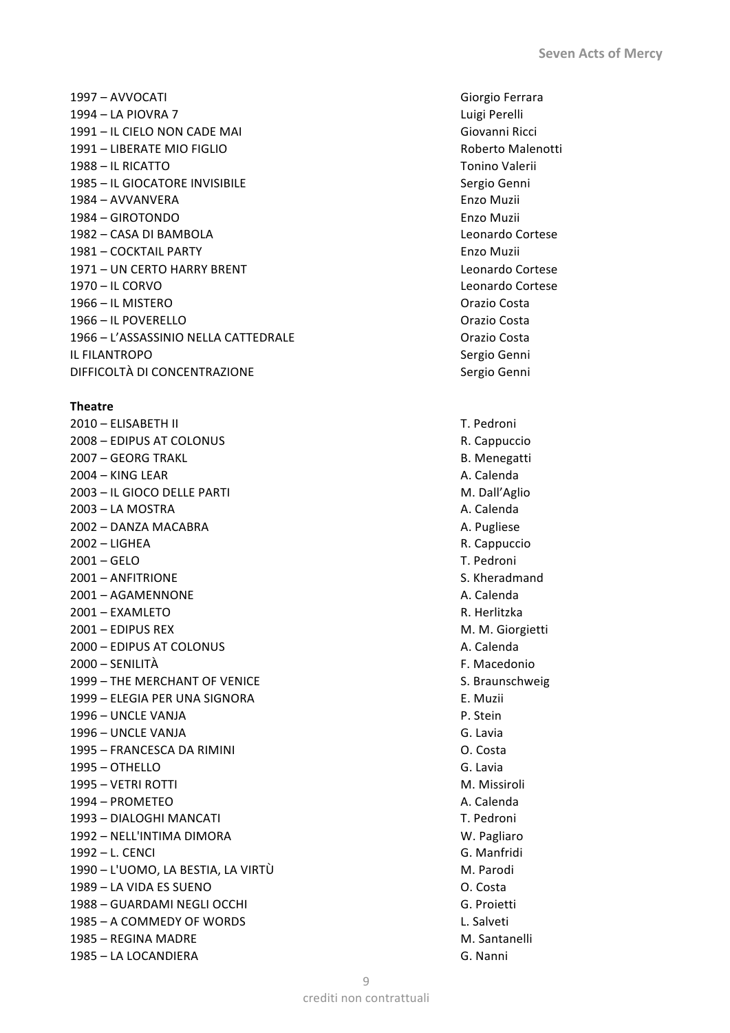1997 – AVVOCATI Giorgio Ferrara
1994 – LA PIOVRA 7 Luigi Perelli
1991 – IL CIELO NON CADE MAI Giovanni Ricci
1991 – LIBERATE MIO FIGLIO Roberto Malenotti
1988 – IL RICATTO Tonino Valerii
1985 – IL GIOCATORE INVISIBILE Sergio Genni
1984 – AVVANVERA Enzo Muzii
1984 – GIROTONDO Enzo Muzii
1982 – CASA DI BAMBOLA Leonardo Cortese
1981 – COCKTAIL PARTY Enzo Muzii
1971 – UN CERTO HARRY BRENT Leonardo Cortese
1970 – IL CORVO Leonardo Cortese
1966 – IL MISTERO Orazio Costa
1966 – IL POVERELLO Orazio Costa
1966 – L'ASSASSINIO NELLA CATTEDRALE Orazio Costa
IL FILANTROPO Sergio Genni
DIFFICOLTÀ DI CONCENTRAZIONE Sergio Genni

**Theatre**

2010 – ELISABETH II T. Pedroni
2008 – EDIPUS AT COLONUS R. Cappuccio
2007 – GEORG TRAKL B. Menegatti
2004 – KING LEAR A. Calenda
2003 – IL GIOCO DELLE PARTI M. Dall'Aglio
2003 – LA MOSTRA A. Calenda
2002 – DANZA MACABRA A. Pugliese
2002 – LIGHEA R. Cappuccio
2001 – GELO T. Pedroni
2001 – ANFITRIONE S. Kheradmand
2001 – AGAMENNONE A. Calenda
2001 – EXAMLETO R. Herlitzka
2001 – EDIPUS REX M. M. Giorgietti
2000 – EDIPUS AT COLONUS A. Calenda
2000 – SENILITÀ F. Macedonio
1999 – THE MERCHANT OF VENICE S. Braunschweig
1999 – ELEGIA PER UNA SIGNORA E. Muzii
1996 – UNCLE VANJA P. Stein
1996 – UNCLE VANJA G. Lavia
1995 – FRANCESCA DA RIMINI O. Costa
1995 – OTHELLO G. Lavia
1995 – VETRI ROTTI M. Missiroli
1994 – PROMETEO A. Calenda
1993 – DIALOGHI MANCATI T. Pedroni
1992 – NELL'INTIMA DIMORA W. Pagliaro
1992 – L. CENCI G. Manfridi
1990 – L'UOMO, LA BESTIA, LA VIRTÙ M. Parodi
1989 – LA VIDA ES SUENO O. Costa
1988 – GUARDAMI NEGLI OCCHI G. Proietti
1985 – A COMMEDY OF WORDS L. Salveti
1985 – REGINA MADRE M. Santanelli
1985 – LA LOCANDIERA G. Nanni

crediti non contrattuali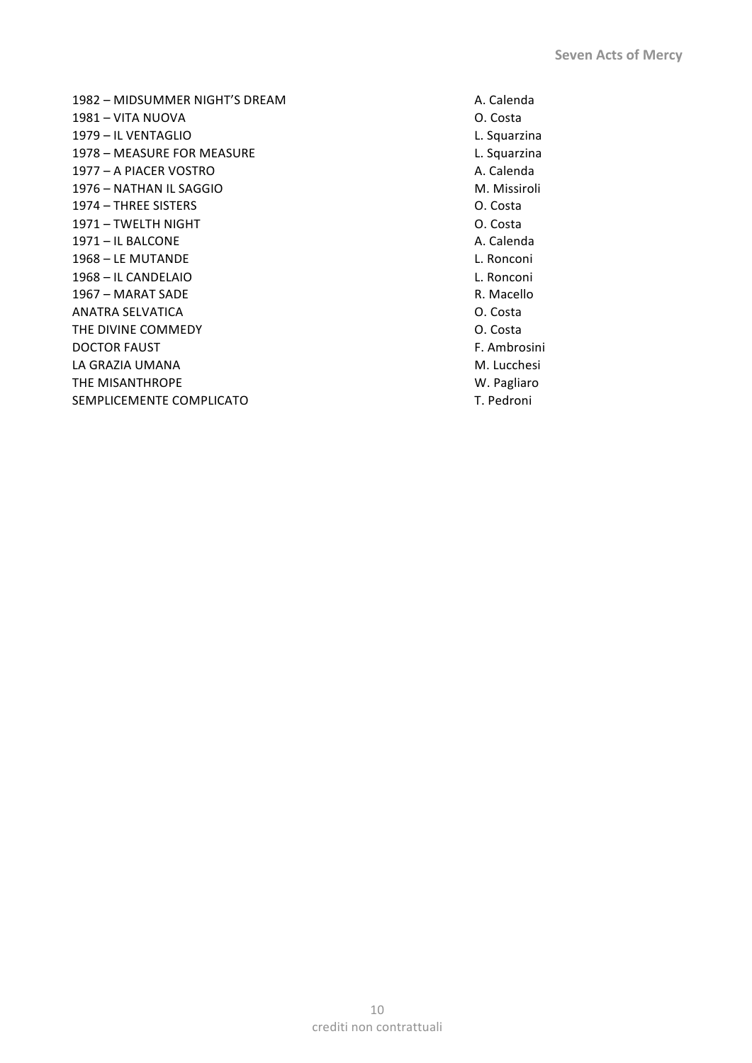| | |
|---|---|
| 1982 – MIDSUMMER NIGHT'S DREAM | A. Calenda |
| 1981 – VITA NUOVA | O. Costa |
| 1979 – IL VENTAGLIO | L. Squarzina |
| 1978 – MEASURE FOR MEASURE | L. Squarzina |
| 1977 – A PIACER VOSTRO | A. Calenda |
| 1976 – NATHAN IL SAGGIO | M. Missiroli |
| 1974 – THREE SISTERS | O. Costa |
| 1971 – TWELTH NIGHT | O. Costa |
| 1971 – IL BALCONE | A. Calenda |
| 1968 – LE MUTANDE | L. Ronconi |
| 1968 – IL CANDELAIO | L. Ronconi |
| 1967 – MARAT SADE | R. Macello |
| ANATRA SELVATICA | O. Costa |
| THE DIVINE COMMEDY | O. Costa |
| DOCTOR FAUST | F. Ambrosini |
| LA GRAZIA UMANA | M. Lucchesi |
| THE MISANTHROPE | W. Pagliaro |
| SEMPLICEMENTE COMPLICATO | T. Pedroni |

crediti non contrattuali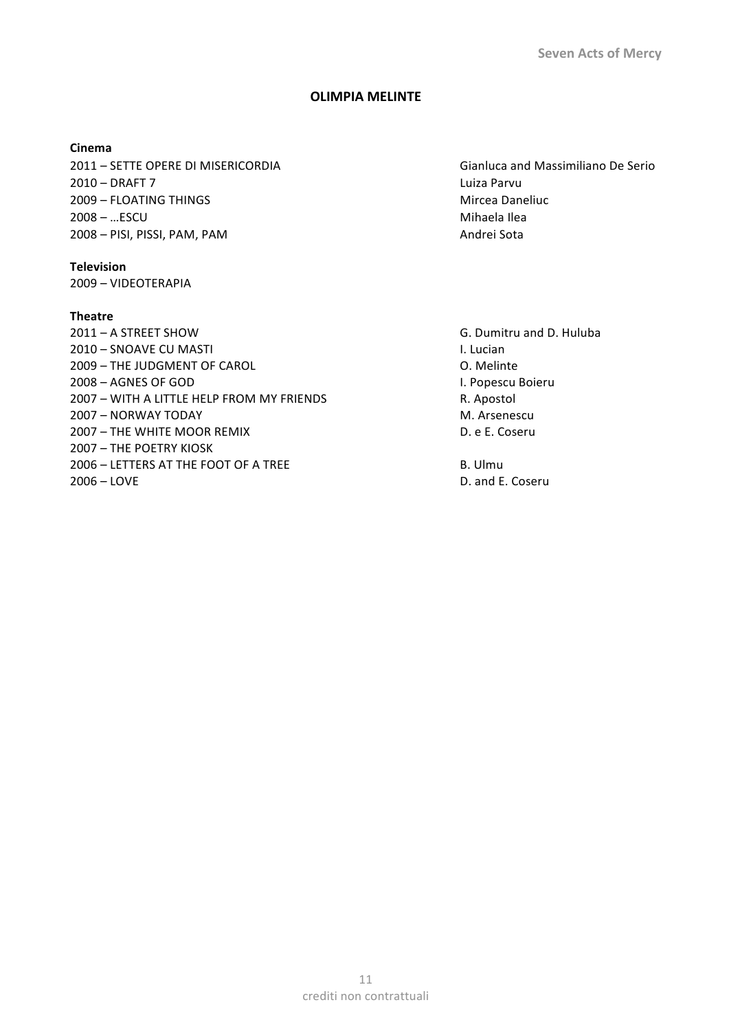## OLIMPIA MELINTE

**Cinema**

| | |
|---|---|
| 2011 – SETTE OPERE DI MISERICORDIA | Gianluca and Massimiliano De Serio |
| 2010 – DRAFT 7 | Luiza Parvu |
| 2009 – FLOATING THINGS | Mircea Daneliuc |
| 2008 – …ESCU | Mihaela Ilea |
| 2008 – PISI, PISSI, PAM, PAM | Andrei Sota |

**Television**

2009 – VIDEOTERAPIA

**Theatre**

| | |
|---|---|
| 2011 – A STREET SHOW | G. Dumitru and D. Huluba |
| 2010 – SNOAVE CU MASTI | I. Lucian |
| 2009 – THE JUDGMENT OF CAROL | O. Melinte |
| 2008 – AGNES OF GOD | I. Popescu Boieru |
| 2007 – WITH A LITTLE HELP FROM MY FRIENDS | R. Apostol |
| 2007 – NORWAY TODAY | M. Arsenescu |
| 2007 – THE WHITE MOOR REMIX | D. e E. Coseru |
| 2007 – THE POETRY KIOSK | |
| 2006 – LETTERS AT THE FOOT OF A TREE | B. Ulmu |
| 2006 – LOVE | D. and E. Coseru |

crediti non contrattuali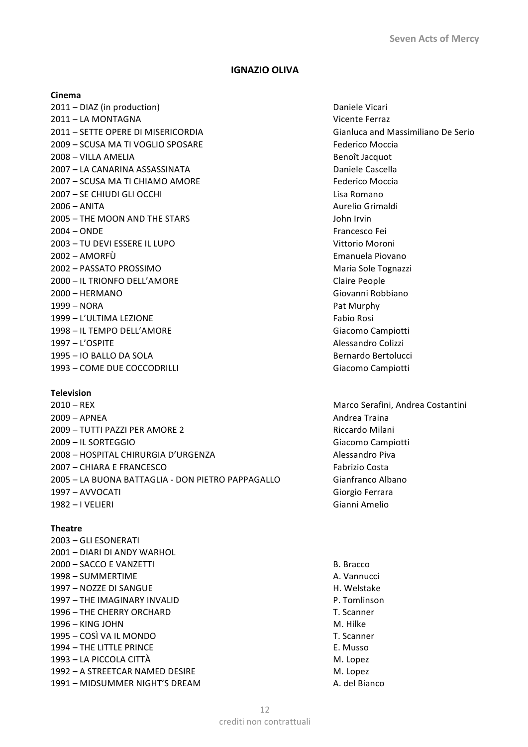## IGNAZIO OLIVA

### Cinema

| | |
|---|---|
| 2011 – DIAZ (in production) | Daniele Vicari |
| 2011 – LA MONTAGNA | Vicente Ferraz |
| 2011 – SETTE OPERE DI MISERICORDIA | Gianluca and Massimiliano De Serio |
| 2009 – SCUSA MA TI VOGLIO SPOSARE | Federico Moccia |
| 2008 – VILLA AMELIA | Benoît Jacquot |
| 2007 – LA CANARINA ASSASSINATA | Daniele Cascella |
| 2007 – SCUSA MA TI CHIAMO AMORE | Federico Moccia |
| 2007 – SE CHIUDI GLI OCCHI | Lisa Romano |
| 2006 – ANITA | Aurelio Grimaldi |
| 2005 – THE MOON AND THE STARS | John Irvin |
| 2004 – ONDE | Francesco Fei |
| 2003 – TU DEVI ESSERE IL LUPO | Vittorio Moroni |
| 2002 – AMORFÙ | Emanuela Piovano |
| 2002 – PASSATO PROSSIMO | Maria Sole Tognazzi |
| 2000 – IL TRIONFO DELL'AMORE | Claire People |
| 2000 – HERMANO | Giovanni Robbiano |
| 1999 – NORA | Pat Murphy |
| 1999 – L'ULTIMA LEZIONE | Fabio Rosi |
| 1998 – IL TEMPO DELL'AMORE | Giacomo Campiotti |
| 1997 – L'OSPITE | Alessandro Colizzi |
| 1995 – IO BALLO DA SOLA | Bernardo Bertolucci |
| 1993 – COME DUE COCCODRILLI | Giacomo Campiotti |

### Television

| | |
|---|---|
| 2010 – REX | Marco Serafini, Andrea Costantini |
| 2009 – APNEA | Andrea Traina |
| 2009 – TUTTI PAZZI PER AMORE 2 | Riccardo Milani |
| 2009 – IL SORTEGGIO | Giacomo Campiotti |
| 2008 – HOSPITAL CHIRURGIA D'URGENZA | Alessandro Piva |
| 2007 – CHIARA E FRANCESCO | Fabrizio Costa |
| 2005 – LA BUONA BATTAGLIA - DON PIETRO PAPPAGALLO | Gianfranco Albano |
| 1997 – AVVOCATI | Giorgio Ferrara |
| 1982 – I VELIERI | Gianni Amelio |

### Theatre

| | |
|---|---|
| 2003 – GLI ESONERATI | |
| 2001 – DIARI DI ANDY WARHOL | |
| 2000 – SACCO E VANZETTI | B. Bracco |
| 1998 – SUMMERTIME | A. Vannucci |
| 1997 – NOZZE DI SANGUE | H. Welstake |
| 1997 – THE IMAGINARY INVALID | P. Tomlinson |
| 1996 – THE CHERRY ORCHARD | T. Scanner |
| 1996 – KING JOHN | M. Hilke |
| 1995 – COSÌ VA IL MONDO | T. Scanner |
| 1994 – THE LITTLE PRINCE | E. Musso |
| 1993 – LA PICCOLA CITTÀ | M. Lopez |
| 1992 – A STREETCAR NAMED DESIRE | M. Lopez |
| 1991 – MIDSUMMER NIGHT'S DREAM | A. del Bianco |

crediti non contrattuali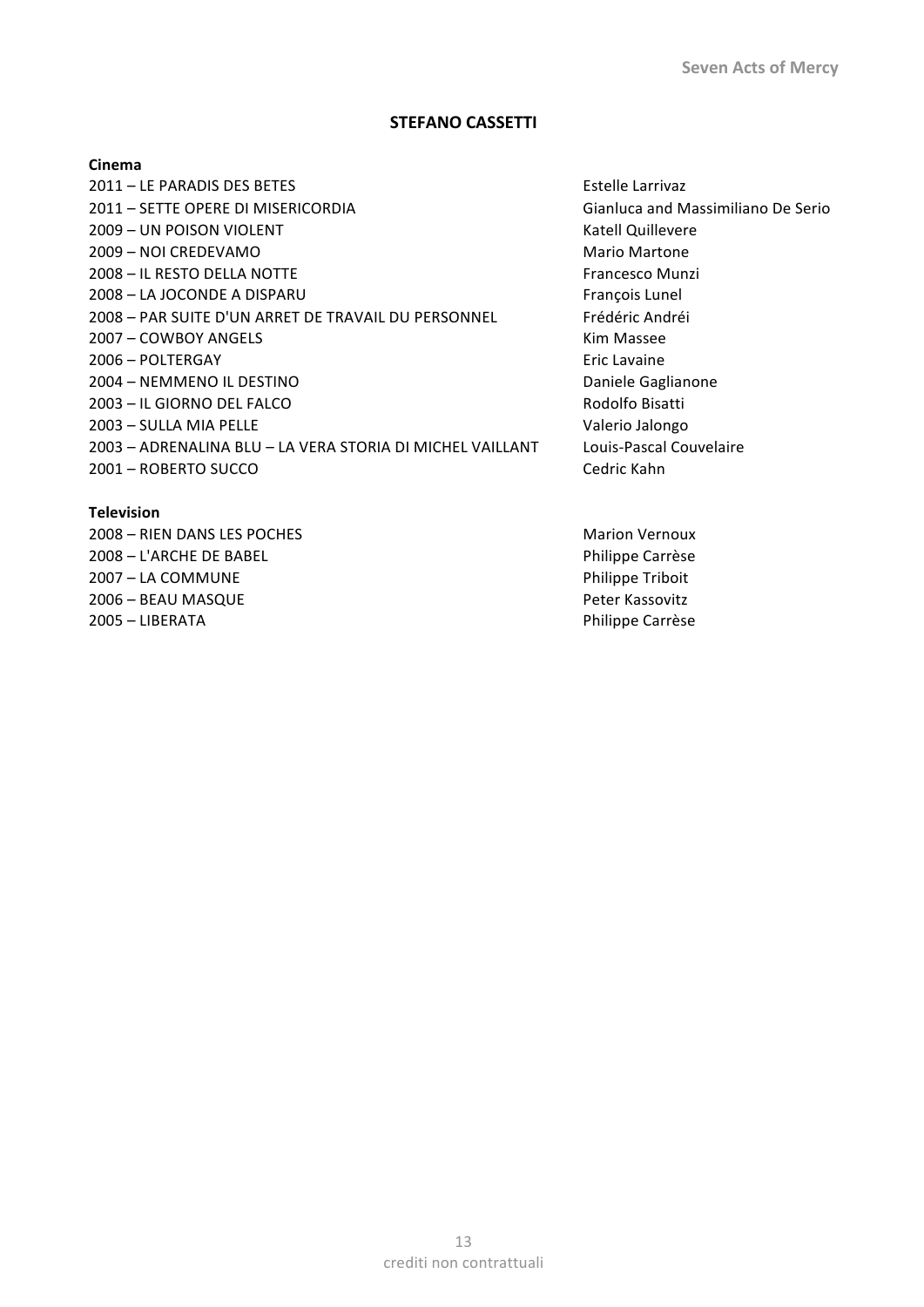## STEFANO CASSETTI

**Cinema**

| | |
|---|---|
| 2011 – LE PARADIS DES BETES | Estelle Larrivaz |
| 2011 – SETTE OPERE DI MISERICORDIA | Gianluca and Massimiliano De Serio |
| 2009 – UN POISON VIOLENT | Katell Quillevere |
| 2009 – NOI CREDEVAMO | Mario Martone |
| 2008 – IL RESTO DELLA NOTTE | Francesco Munzi |
| 2008 – LA JOCONDE A DISPARU | François Lunel |
| 2008 – PAR SUITE D'UN ARRET DE TRAVAIL DU PERSONNEL | Frédéric Andréi |
| 2007 – COWBOY ANGELS | Kim Massee |
| 2006 – POLTERGAY | Eric Lavaine |
| 2004 – NEMMENO IL DESTINO | Daniele Gaglianone |
| 2003 – IL GIORNO DEL FALCO | Rodolfo Bisatti |
| 2003 – SULLA MIA PELLE | Valerio Jalongo |
| 2003 – ADRENALINA BLU – LA VERA STORIA DI MICHEL VAILLANT | Louis-Pascal Couvelaire |
| 2001 – ROBERTO SUCCO | Cedric Kahn |

**Television**

| | |
|---|---|
| 2008 – RIEN DANS LES POCHES | Marion Vernoux |
| 2008 – L'ARCHE DE BABEL | Philippe Carrèse |
| 2007 – LA COMMUNE | Philippe Triboit |
| 2006 – BEAU MASQUE | Peter Kassovitz |
| 2005 – LIBERATA | Philippe Carrèse |

crediti non contrattuali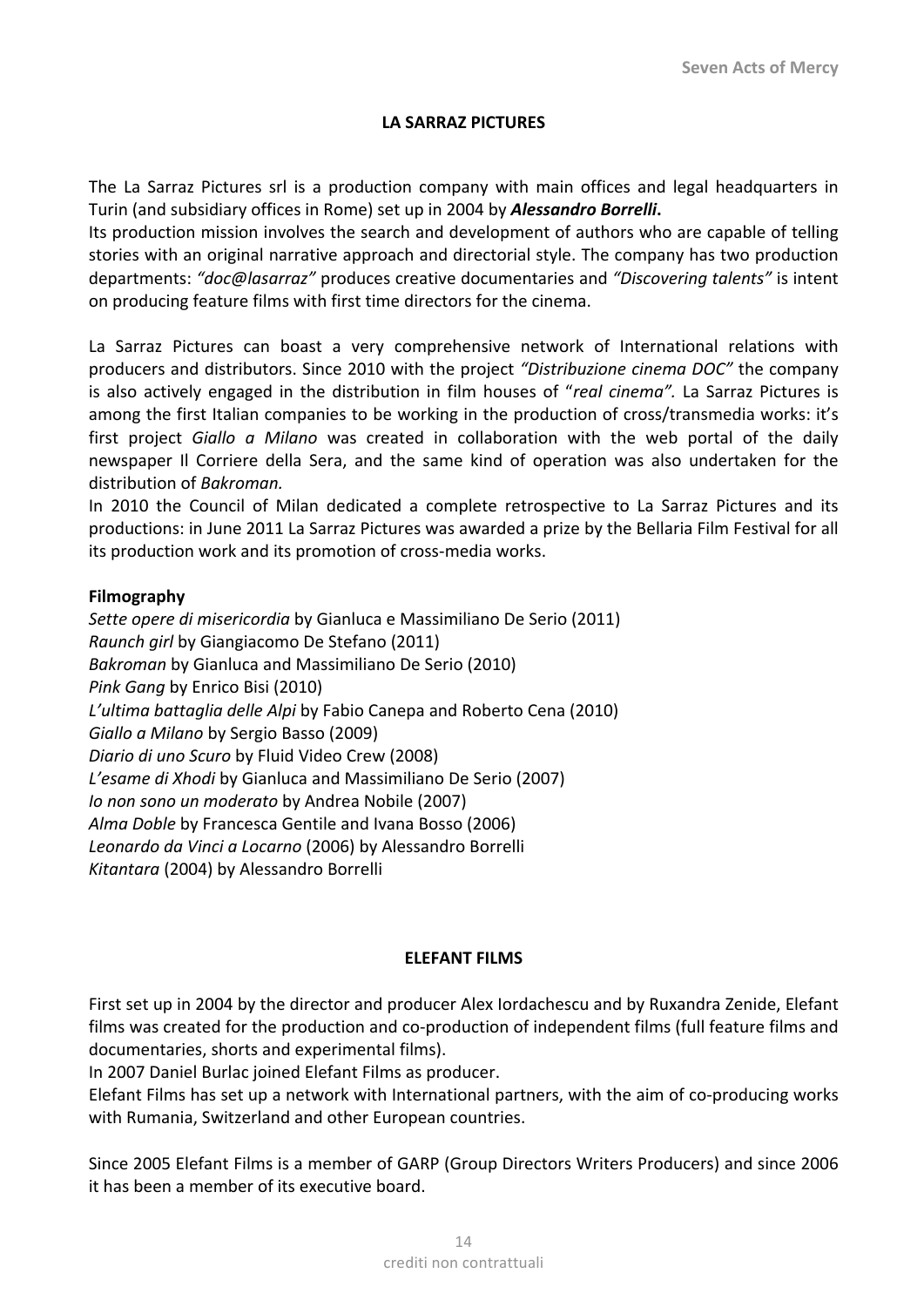## LA SARRAZ PICTURES

The La Sarraz Pictures srl is a production company with main offices and legal headquarters in Turin (and subsidiary offices in Rome) set up in 2004 by ***Alessandro Borrelli*.**
Its production mission involves the search and development of authors who are capable of telling stories with an original narrative approach and directorial style. The company has two production departments: *"doc@lasarraz"* produces creative documentaries and *"Discovering talents"* is intent on producing feature films with first time directors for the cinema.

La Sarraz Pictures can boast a very comprehensive network of International relations with producers and distributors. Since 2010 with the project *"Distribuzione cinema DOC"* the company is also actively engaged in the distribution in film houses of "*real cinema".* La Sarraz Pictures is among the first Italian companies to be working in the production of cross/transmedia works: it's first project *Giallo a Milano* was created in collaboration with the web portal of the daily newspaper Il Corriere della Sera, and the same kind of operation was also undertaken for the distribution of *Bakroman.*
In 2010 the Council of Milan dedicated a complete retrospective to La Sarraz Pictures and its productions: in June 2011 La Sarraz Pictures was awarded a prize by the Bellaria Film Festival for all its production work and its promotion of cross-media works.

**Filmography**

*Sette opere di misericordia* by Gianluca e Massimiliano De Serio (2011)
*Raunch girl* by Giangiacomo De Stefano (2011)
*Bakroman* by Gianluca and Massimiliano De Serio (2010)
*Pink Gang* by Enrico Bisi (2010)
*L'ultima battaglia delle Alpi* by Fabio Canepa and Roberto Cena (2010)
*Giallo a Milano* by Sergio Basso (2009)
*Diario di uno Scuro* by Fluid Video Crew (2008)
*L'esame di Xhodi* by Gianluca and Massimiliano De Serio (2007)
*Io non sono un moderato* by Andrea Nobile (2007)
*Alma Doble* by Francesca Gentile and Ivana Bosso (2006)
*Leonardo da Vinci a Locarno* (2006) by Alessandro Borrelli
*Kitantara* (2004) by Alessandro Borrelli

## ELEFANT FILMS

First set up in 2004 by the director and producer Alex Iordachescu and by Ruxandra Zenide, Elefant films was created for the production and co-production of independent films (full feature films and documentaries, shorts and experimental films).
In 2007 Daniel Burlac joined Elefant Films as producer.
Elefant Films has set up a network with International partners, with the aim of co-producing works with Rumania, Switzerland and other European countries.

Since 2005 Elefant Films is a member of GARP (Group Directors Writers Producers) and since 2006 it has been a member of its executive board.

crediti non contrattuali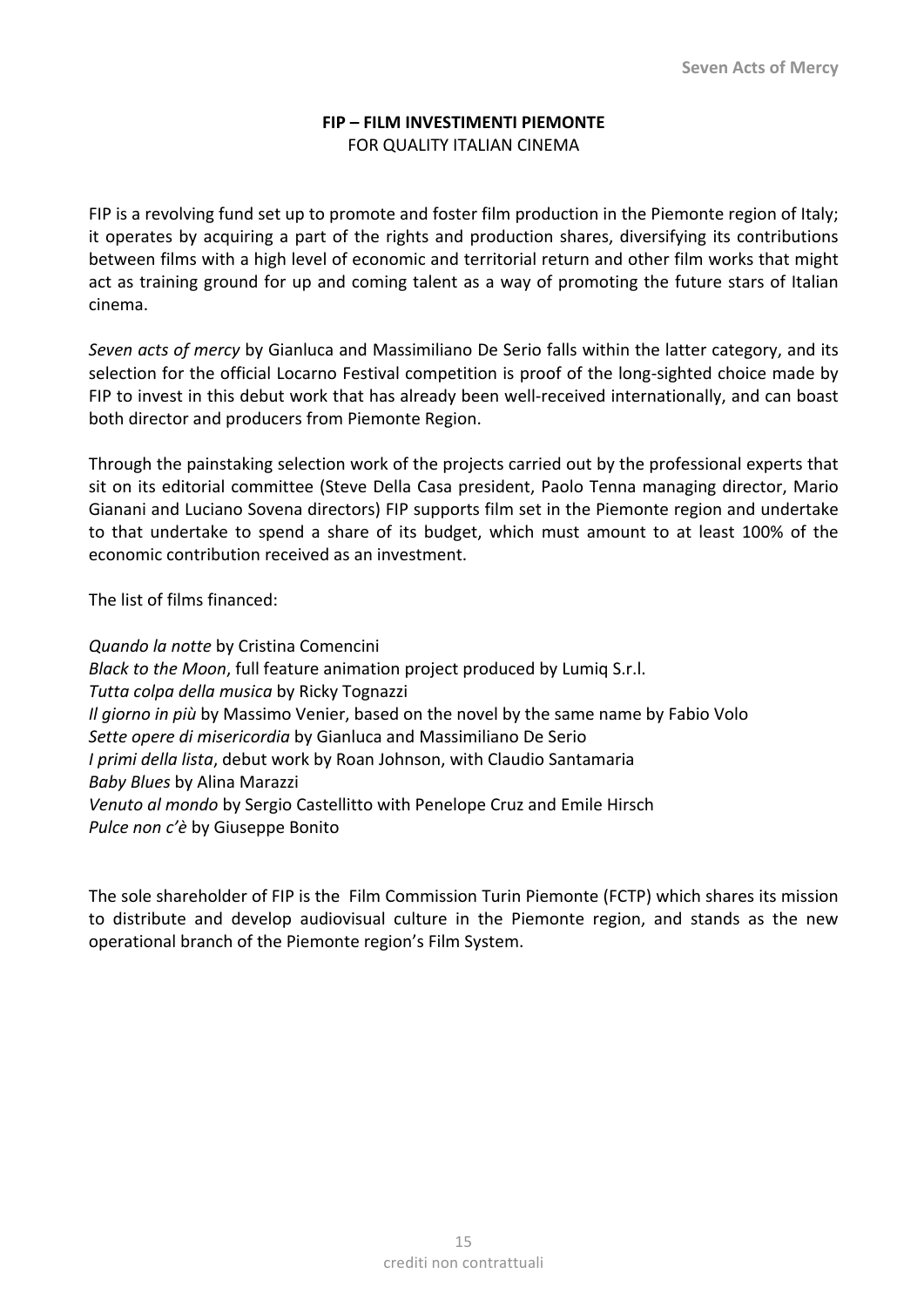**FIP – FILM INVESTIMENTI PIEMONTE**
FOR QUALITY ITALIAN CINEMA

FIP is a revolving fund set up to promote and foster film production in the Piemonte region of Italy; it operates by acquiring a part of the rights and production shares, diversifying its contributions between films with a high level of economic and territorial return and other film works that might act as training ground for up and coming talent as a way of promoting the future stars of Italian cinema.

*Seven acts of mercy* by Gianluca and Massimiliano De Serio falls within the latter category, and its selection for the official Locarno Festival competition is proof of the long-sighted choice made by FIP to invest in this debut work that has already been well-received internationally, and can boast both director and producers from Piemonte Region.

Through the painstaking selection work of the projects carried out by the professional experts that sit on its editorial committee (Steve Della Casa president, Paolo Tenna managing director, Mario Gianani and Luciano Sovena directors) FIP supports film set in the Piemonte region and undertake to that undertake to spend a share of its budget, which must amount to at least 100% of the economic contribution received as an investment.

The list of films financed:

*Quando la notte* by Cristina Comencini
*Black to the Moon*, full feature animation project produced by Lumiq S.r.l.
*Tutta colpa della musica* by Ricky Tognazzi
*Il giorno in più* by Massimo Venier, based on the novel by the same name by Fabio Volo
*Sette opere di misericordia* by Gianluca and Massimiliano De Serio
*I primi della lista*, debut work by Roan Johnson, with Claudio Santamaria
*Baby Blues* by Alina Marazzi
*Venuto al mondo* by Sergio Castellitto with Penelope Cruz and Emile Hirsch
*Pulce non c'è* by Giuseppe Bonito

The sole shareholder of FIP is the Film Commission Turin Piemonte (FCTP) which shares its mission to distribute and develop audiovisual culture in the Piemonte region, and stands as the new operational branch of the Piemonte region's Film System.

crediti non contrattuali